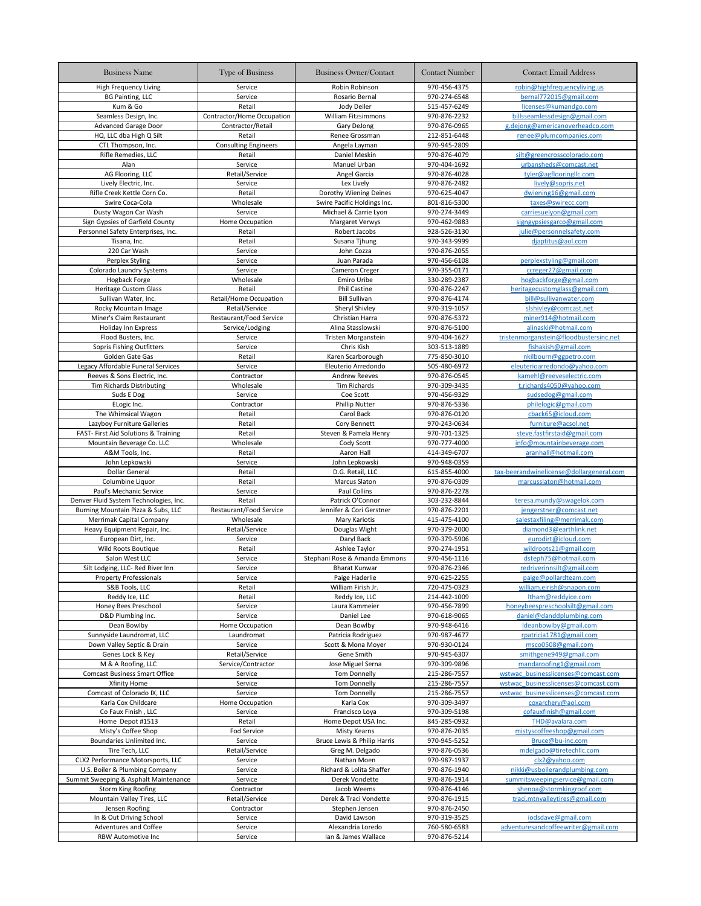| Business Name | Type of Business | Business Owner/Contact | Contact Number | Contact Email Address |
|---|---|---|---|---|
| High Frequency Living | Service | Robin Robinson | 970-456-4375 | robin@highfrequencyliving.us |
| BG Painting, LLC | Service | Rosario Bernal | 970-274-6548 | bernal772015@gmail.com |
| Kum & Go | Retail | Jody Deiler | 515-457-6249 | licenses@kumandgo.com |
| Seamless Design, Inc. | Contractor/Home Occupation | William Fitzsimmons | 970-876-2232 | billsseamlessdesign@gmail.com |
| Advanced Garage Door | Contractor/Retail | Gary DeJong | 970-876-0965 | g.dejong@americanoverheadco.com |
| HQ, LLC dba High Q Silt | Retail | Renee Grossman | 212-851-6448 | renee@plumcompanies.com |
| CTL Thompson, Inc. | Consulting Engineers | Angela Layman | 970-945-2809 | |
| Rifle Remedies, LLC | Retail | Daniel Meskin | 970-876-4079 | silt@greencrosscolorado.com |
| Alan | Service | Manuel Urban | 970-404-1692 | urbansheds@comcast.net |
| AG Flooring, LLC | Retail/Service | Angel Garcia | 970-876-4028 | tyler@agflooringllc.com |
| Lively Electric, Inc. | Service | Lex Lively | 970-876-2482 | lively@sopris.net |
| Rifle Creek Kettle Corn Co. | Retail | Dorothy Wiening Deines | 970-625-4047 | dwiening16@gmail.com |
| Swire Coca-Cola | Wholesale | Swire Pacific Holdings Inc. | 801-816-5300 | taxes@swirecc.com |
| Dusty Wagon Car Wash | Service | Michael & Carrie Lyon | 970-274-3449 | carriesuelyon@gmail.com |
| Sign Gypsies of Garfield County | Home Occupation | Margaret Verwys | 970-462-9883 | signgypsiesgarco@gmail.com |
| Personnel Safety Enterprises, Inc. | Retail | Robert Jacobs | 928-526-3130 | julie@personnelsafety.com |
| Tisana, Inc. | Retail | Susana Tjhung | 970-343-9999 | djaptitus@aol.com |
| 220 Car Wash | Service | John Cozza | 970-876-2055 | |
| Perplex Styling | Service | Juan Parada | 970-456-6108 | perplexstyling@gmail.com |
| Colorado Laundry Systems | Service | Cameron Creger | 970-355-0171 | ccreger27@gmail.com |
| Hogback Forge | Wholesale | Emiro Uribe | 330-289-2387 | hogbackforge@gmail.com |
| Heritage Custom Glass | Retail | Phil Castine | 970-876-2247 | heritagecustomglass@gmail.com |
| Sullivan Water, Inc. | Retail/Home Occupation | Bill Sullivan | 970-876-4174 | bill@sullivanwater.com |
| Rocky Mountain Image | Retail/Service | Sheryl Shivley | 970-319-1057 | slshivley@comcast.net |
| Miner's Claim Restaurant | Restaurant/Food Service | Christian Harra | 970-876-5372 | miner914@hotmail.com |
| Holiday Inn Express | Service/Lodging | Alina Stasslowski | 970-876-5100 | alinaski@hotmail.com |
| Flood Busters, Inc. | Service | Tristen Morganstein | 970-404-1627 | tristenmorganstein@floodbustersinc.net |
| Sopris Fishing Outfitters | Service | Chris Kish | 303-513-1889 | fishakish@gmail.com |
| Golden Gate Gas | Retail | Karen Scarborough | 775-850-3010 | nkilbourn@ggpetro.com |
| Legacy Affordable Funeral Services | Service | Eleuterio Arredondo | 505-480-6972 | eleuterioarredondo@yahoo.com |
| Reeves & Sons Electric, Inc. | Contractor | Andrew Reeves | 970-876-0545 | kamehl@reeveselectric.com |
| Tim Richards Distributing | Wholesale | Tim Richards | 970-309-3435 | t.richards4050@yahoo.com |
| Suds E Dog | Service | Coe Scott | 970-456-9329 | sudsedog@gmail.com |
| ELogic Inc. | Contractor | Phillip Nutter | 970-876-5336 | philelogic@gmail.com |
| The Whimsical Wagon | Retail | Carol Back | 970-876-0120 | cback65@icloud.com |
| Lazyboy Furniture Galleries | Retail | Cory Bennett | 970-243-0634 | furniture@acsol.net |
| FAST- First Aid Solutions & Training | Retail | Steven & Pamela Henry | 970-701-1325 | steve.fastfirstaid@gmail.com |
| Mountain Beverage Co. LLC | Wholesale | Cody Scott | 970-777-4000 | info@mountainbeverage.com |
| A&M Tools, Inc. | Retail | Aaron Hall | 414-349-6707 | aranhall@hotmail.com |
| John Lepkowski | Service | John Lepkowski | 970-948-0359 | |
| Dollar General | Retail | D.G. Retail, LLC | 615-855-4000 | tax-beerandwinelicense@dollargeneral.com |
| Columbine Liquor | Retail | Marcus Slaton | 970-876-0309 | marcusslaton@hotmail.com |
| Paul's Mechanic Service | Service | Paul Collins | 970-876-2278 | |
| Denver Fluid System Technologies, Inc. | Retail | Patrick O'Connor | 303-232-8844 | teresa.mundy@swagelok.com |
| Burning Mountain Pizza & Subs, LLC | Restaurant/Food Service | Jennifer & Cori Gerstner | 970-876-2201 | jengerstner@comcast.net |
| Merrimak Capital Company | Wholesale | Mary Kariotis | 415-475-4100 | salestaxfiling@merrimak.com |
| Heavy Equipment Repair, Inc. | Retail/Service | Douglas Wight | 970-379-2000 | diamond3@earthlink.net |
| European Dirt, Inc. | Service | Daryl Back | 970-379-5906 | eurodirt@icloud.com |
| Wild Roots Boutique | Retail | Ashlee Taylor | 970-274-1951 | wildroots21@gmail.com |
| Salon West LLC | Service | Stephani Rose & Amanda Emmons | 970-456-1116 | dsteph75@hotmail.com |
| Silt Lodging, LLC- Red River Inn | Service | Bharat Kunwar | 970-876-2346 | redriverinnsilt@gmail.com |
| Property Professionals | Service | Paige Haderlie | 970-625-2255 | paige@pollardteam.com |
| S&B Tools, LLC | Retail | William Firish Jr. | 720-475-0323 | william.eirish@snapon.com |
| Reddy Ice, LLC | Retail | Reddy Ice, LLC | 214-442-1009 | ltham@reddyice.com |
| Honey Bees Preschool | Service | Laura Kammeier | 970-456-7899 | honeybeespreschoolsilt@gmail.com |
| D&D Plumbing Inc. | Service | Daniel Lee | 970-618-9065 | daniel@danddplumbing.com |
| Dean Bowlby | Home Occupation | Dean Bowlby | 970-948-6416 | ldeanbowlby@gmail.com |
| Sunnyside Laundromat, LLC | Laundromat | Patricia Rodriguez | 970-987-4677 | rpatricia1781@gmail.com |
| Down Valley Septic & Drain | Service | Scott & Mona Moyer | 970-930-0124 | msco0508@gmail.com |
| Genes Lock & Key | Retail/Service | Gene Smith | 970-945-6307 | smithgene949@gmail.com |
| M & A Roofing, LLC | Service/Contractor | Jose Miguel Serna | 970-309-9896 | mandaroofing1@gmail.com |
| Comcast Business Smart Office | Service | Tom Donnelly | 215-286-7557 | wstwac_businesslicenses@comcast.com |
| Xfinity Home | Service | Tom Donnelly | 215-286-7557 | wstwac_businesslicenses@comcast.com |
| Comcast of Colorado IX, LLC | Service | Tom Donnelly | 215-286-7557 | wstwac_businesslicenses@comcast.com |
| Karla Cox Childcare | Home Occupation | Karla Cox | 970-309-3497 | coxarchery@aol.com |
| Co Faux Finish , LLC | Service | Francisco Loya | 970-309-5198 | cofauxfinish@gmail.com |
| Home Depot #1513 | Retail | Home Depot USA Inc. | 845-285-0932 | THD@avalara.com |
| Misty's Coffee Shop | Fod Service | Misty Kearns | 970-876-2035 | mistyscoffeeshop@gmail.com |
| Boundaries Unlimited Inc. | Service | Bruce Lewis & Philip Harris | 970-945-5252 | Bruce@bu-inc.com |
| Tire Tech, LLC | Retail/Service | Greg M. Delgado | 970-876-0536 | mdelgado@tiretechllc.com |
| CLX2 Performance Motorsports, LLC | Service | Nathan Moen | 970-987-1937 | clx2@yahoo.com |
| U.S. Boiler & Plumbing Company | Service | Richard & Lolita Shaffer | 970-876-1940 | nikki@usboilerandplumbing.com |
| Summit Sweeping & Asphalt Maintenance | Service | Derek Vondette | 970-876-1914 | summitsweepingservice@gmail.com |
| Storm King Roofing | Contractor | Jacob Weems | 970-876-4146 | shenoa@stormkingroof.com |
| Mountain Valley Tires, LLC | Retail/Service | Derek & Traci Vondette | 970-876-1915 | traci.mtnvalleytires@gmail.com |
| Jensen Roofing | Contractor | Stephen Jensen | 970-876-2450 | |
| In & Out Driving School | Service | David Lawson | 970-319-3525 | iodsdave@gmail.com |
| Adventures and Coffee | Service | Alexandria Loredo | 760-580-6583 | adventuresandcoffeewriter@gmail.com |
| RBW Automotive Inc | Service | Ian & James Wallace | 970-876-5214 | |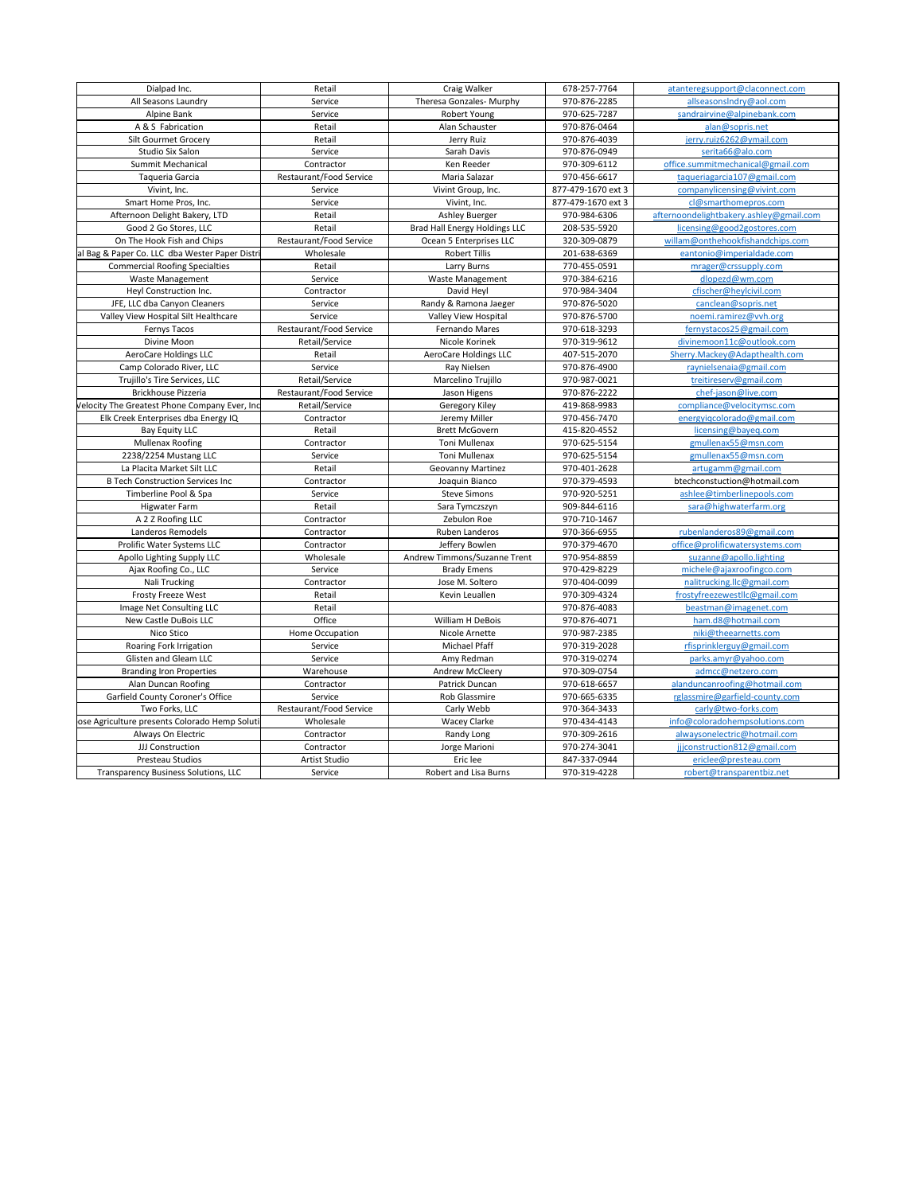| | | | | |
|---|---|---|---|---|
| Dialpad Inc. | Retail | Craig Walker | 678-257-7764 | atanteregsupport@claconnect.com |
| All Seasons Laundry | Service | Theresa Gonzales- Murphy | 970-876-2285 | allseasonslndry@aol.com |
| Alpine Bank | Service | Robert Young | 970-625-7287 | sandrairvine@alpinebank.com |
| A & S Fabrication | Retail | Alan Schauster | 970-876-0464 | alan@sopris.net |
| Silt Gourmet Grocery | Retail | Jerry Ruiz | 970-876-4039 | jerry.ruiz6262@ymail.com |
| Studio Six Salon | Service | Sarah Davis | 970-876-0949 | serita66@alo.com |
| Summit Mechanical | Contractor | Ken Reeder | 970-309-6112 | office.summitmechanical@gmail.com |
| Taqueria Garcia | Restaurant/Food Service | Maria Salazar | 970-456-6617 | taqueriagarcia107@gmail.com |
| Vivint, Inc. | Service | Vivint Group, Inc. | 877-479-1670 ext 3 | companylicensing@vivint.com |
| Smart Home Pros, Inc. | Service | Vivint, Inc. | 877-479-1670 ext 3 | cl@smarthomepros.com |
| Afternoon Delight Bakery, LTD | Retail | Ashley Buerger | 970-984-6306 | afternoondelightbakery.ashley@gmail.com |
| Good 2 Go Stores, LLC | Retail | Brad Hall Energy Holdings LLC | 208-535-5920 | licensing@good2gostores.com |
| On The Hook Fish and Chips | Restaurant/Food Service | Ocean 5 Enterprises LLC | 320-309-0879 | willam@onthehookfishandchips.com |
| al Bag & Paper Co. LLC dba Wester Paper Distri | Wholesale | Robert Tillis | 201-638-6369 | eantonio@imperialdade.com |
| Commercial Roofing Specialties | Retail | Larry Burns | 770-455-0591 | mrager@crssupply.com |
| Waste Management | Service | Waste Management | 970-384-6216 | dlopezd@wm.com |
| Heyl Construction Inc. | Contractor | David Heyl | 970-984-3404 | cfischer@heylcivil.com |
| JFE, LLC dba Canyon Cleaners | Service | Randy & Ramona Jaeger | 970-876-5020 | canclean@sopris.net |
| Valley View Hospital Silt Healthcare | Service | Valley View Hospital | 970-876-5700 | noemi.ramirez@vvh.org |
| Fernys Tacos | Restaurant/Food Service | Fernando Mares | 970-618-3293 | fernystacos25@gmail.com |
| Divine Moon | Retail/Service | Nicole Korinek | 970-319-9612 | divinemoon11c@outlook.com |
| AeroCare Holdings LLC | Retail | AeroCare Holdings LLC | 407-515-2070 | Sherry.Mackey@Adapthealth.com |
| Camp Colorado River, LLC | Service | Ray Nielsen | 970-876-4900 | raynielsenaia@gmail.com |
| Trujillo's Tire Services, LLC | Retail/Service | Marcelino Trujillo | 970-987-0021 | treitireserv@gmail.com |
| Brickhouse Pizzeria | Restaurant/Food Service | Jason Higens | 970-876-2222 | chef-jason@live.com |
| Velocity The Greatest Phone Company Ever, Inc | Retail/Service | Geregory Kiley | 419-868-9983 | compliance@velocitymsc.com |
| Elk Creek Enterprises dba Energy IQ | Contractor | Jeremy Miller | 970-456-7470 | energyiqcolorado@gmail.com |
| Bay Equity LLC | Retail | Brett McGovern | 415-820-4552 | licensing@bayeq.com |
| Mullenax Roofing | Contractor | Toni Mullenax | 970-625-5154 | gmullenax55@msn.com |
| 2238/2254 Mustang LLC | Service | Toni Mullenax | 970-625-5154 | gmullenax55@msn.com |
| La Placita Market Silt LLC | Retail | Geovanny Martinez | 970-401-2628 | artugamm@gmail.com |
| B Tech Construction Services Inc | Contractor | Joaquin Bianco | 970-379-4593 | btechconstuction@hotmail.com |
| Timberline Pool & Spa | Service | Steve Simons | 970-920-5251 | ashlee@timberlinepools.com |
| Higwater Farm | Retail | Sara Tymczszyn | 909-844-6116 | sara@highwaterfarm.org |
| A 2 Z Roofing LLC | Contractor | Zebulon Roe | 970-710-1467 | |
| Landeros Remodels | Contractor | Ruben Landeros | 970-366-6955 | rubenlanderos89@gmail.com |
| Prolific Water Systems LLC | Contractor | Jeffery Bowlen | 970-379-4670 | office@prolificwatersystems.com |
| Apollo Lighting Supply LLC | Wholesale | Andrew Timmons/Suzanne Trent | 970-954-8859 | suzanne@apollo.lighting |
| Ajax Roofing Co., LLC | Service | Brady Emens | 970-429-8229 | michele@ajaxroofingco.com |
| Nali Trucking | Contractor | Jose M. Soltero | 970-404-0099 | nalitrucking.llc@gmail.com |
| Frosty Freeze West | Retail | Kevin Leuallen | 970-309-4324 | frostyfreezewestllc@gmail.com |
| Image Net Consulting LLC | Retail | | 970-876-4083 | beastman@imagenet.com |
| New Castle DuBois LLC | Office | William H DeBois | 970-876-4071 | ham.d8@hotmail.com |
| Nico Stico | Home Occupation | Nicole Arnette | 970-987-2385 | niki@theearnetts.com |
| Roaring Fork Irrigation | Service | Michael Pfaff | 970-319-2028 | rfisprinklerguy@gmail.com |
| Glisten and Gleam LLC | Service | Amy Redman | 970-319-0274 | parks.amyr@yahoo.com |
| Branding Iron Properties | Warehouse | Andrew McCleery | 970-309-0754 | admcc@netzero.com |
| Alan Duncan Roofing | Contractor | Patrick Duncan | 970-618-6657 | alanduncanroofing@hotmail.com |
| Garfield County Coroner's Office | Service | Rob Glassmire | 970-665-6335 | rglassmire@garfield-county.com |
| Two Forks, LLC | Restaurant/Food Service | Carly Webb | 970-364-3433 | carly@two-forks.com |
| ose Agriculture presents Colorado Hemp Soluti | Wholesale | Wacey Clarke | 970-434-4143 | info@coloradohempsolutions.com |
| Always On Electric | Contractor | Randy Long | 970-309-2616 | alwaysonelectric@hotmail.com |
| JJJ Construction | Contractor | Jorge Marioni | 970-274-3041 | jjjconstruction812@gmail.com |
| Presteau Studios | Artist Studio | Eric lee | 847-337-0944 | ericlee@presteau.com |
| Transparency Business Solutions, LLC | Service | Robert and Lisa Burns | 970-319-4228 | robert@transparentbiz.net |